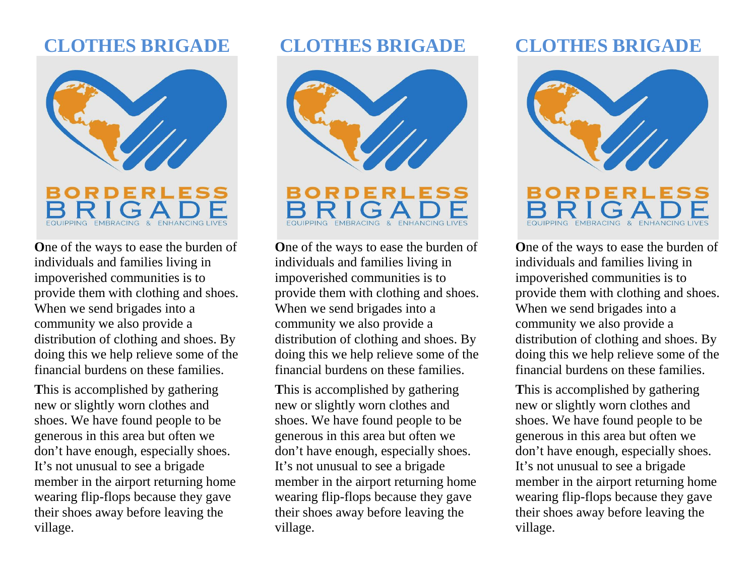# CLOTHES BRIGADE

BORDERLESS
BRIGADE
EQUIPPING EMBRACING & ENHANCING LIVES

**O**ne of the ways to ease the burden of individuals and families living in impoverished communities is to provide them with clothing and shoes. When we send brigades into a community we also provide a distribution of clothing and shoes. By doing this we help relieve some of the financial burdens on these families.

**T**his is accomplished by gathering new or slightly worn clothes and shoes. We have found people to be generous in this area but often we don't have enough, especially shoes. It's not unusual to see a brigade member in the airport returning home wearing flip-flops because they gave their shoes away before leaving the village.

# CLOTHES BRIGADE

BORDERLESS
BRIGADE
EQUIPPING EMBRACING & ENHANCING LIVES

**O**ne of the ways to ease the burden of individuals and families living in impoverished communities is to provide them with clothing and shoes. When we send brigades into a community we also provide a distribution of clothing and shoes. By doing this we help relieve some of the financial burdens on these families.

**T**his is accomplished by gathering new or slightly worn clothes and shoes. We have found people to be generous in this area but often we don't have enough, especially shoes. It's not unusual to see a brigade member in the airport returning home wearing flip-flops because they gave their shoes away before leaving the village.

# CLOTHES BRIGADE

BORDERLESS
BRIGADE
EQUIPPING EMBRACING & ENHANCING LIVES

**O**ne of the ways to ease the burden of individuals and families living in impoverished communities is to provide them with clothing and shoes. When we send brigades into a community we also provide a distribution of clothing and shoes. By doing this we help relieve some of the financial burdens on these families.

**T**his is accomplished by gathering new or slightly worn clothes and shoes. We have found people to be generous in this area but often we don't have enough, especially shoes. It's not unusual to see a brigade member in the airport returning home wearing flip-flops because they gave their shoes away before leaving the village.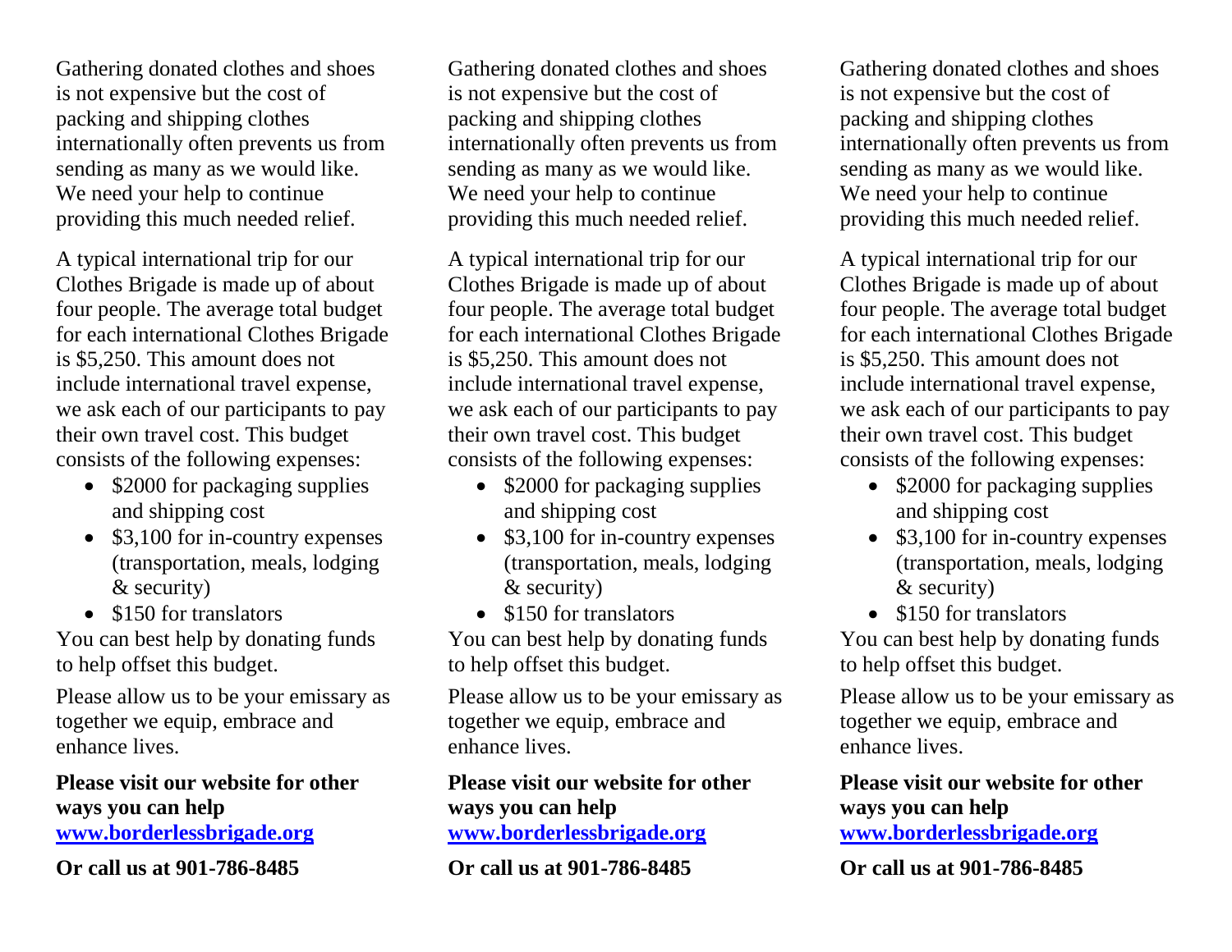Gathering donated clothes and shoes is not expensive but the cost of packing and shipping clothes internationally often prevents us from sending as many as we would like. We need your help to continue providing this much needed relief.

A typical international trip for our Clothes Brigade is made up of about four people. The average total budget for each international Clothes Brigade is $5,250. This amount does not include international travel expense, we ask each of our participants to pay their own travel cost. This budget consists of the following expenses:

- $2000 for packaging supplies and shipping cost
- $3,100 for in-country expenses (transportation, meals, lodging & security)
- $150 for translators

You can best help by donating funds to help offset this budget.

Please allow us to be your emissary as together we equip, embrace and enhance lives.

**Please visit our website for other ways you can help**
**[www.borderlessbrigade.org](http://www.borderlessbrigade.org)**

**Or call us at 901-786-8485**

Gathering donated clothes and shoes is not expensive but the cost of packing and shipping clothes internationally often prevents us from sending as many as we would like. We need your help to continue providing this much needed relief.

A typical international trip for our Clothes Brigade is made up of about four people. The average total budget for each international Clothes Brigade is $5,250. This amount does not include international travel expense, we ask each of our participants to pay their own travel cost. This budget consists of the following expenses:

- $2000 for packaging supplies and shipping cost
- $3,100 for in-country expenses (transportation, meals, lodging & security)
- $150 for translators

You can best help by donating funds to help offset this budget.

Please allow us to be your emissary as together we equip, embrace and enhance lives.

**Please visit our website for other ways you can help**
**[www.borderlessbrigade.org](http://www.borderlessbrigade.org)**

**Or call us at 901-786-8485**

Gathering donated clothes and shoes is not expensive but the cost of packing and shipping clothes internationally often prevents us from sending as many as we would like. We need your help to continue providing this much needed relief.

A typical international trip for our Clothes Brigade is made up of about four people. The average total budget for each international Clothes Brigade is $5,250. This amount does not include international travel expense, we ask each of our participants to pay their own travel cost. This budget consists of the following expenses:

- $2000 for packaging supplies and shipping cost
- $3,100 for in-country expenses (transportation, meals, lodging & security)
- $150 for translators

You can best help by donating funds to help offset this budget.

Please allow us to be your emissary as together we equip, embrace and enhance lives.

**Please visit our website for other ways you can help**
**[www.borderlessbrigade.org](http://www.borderlessbrigade.org)**

**Or call us at 901-786-8485**